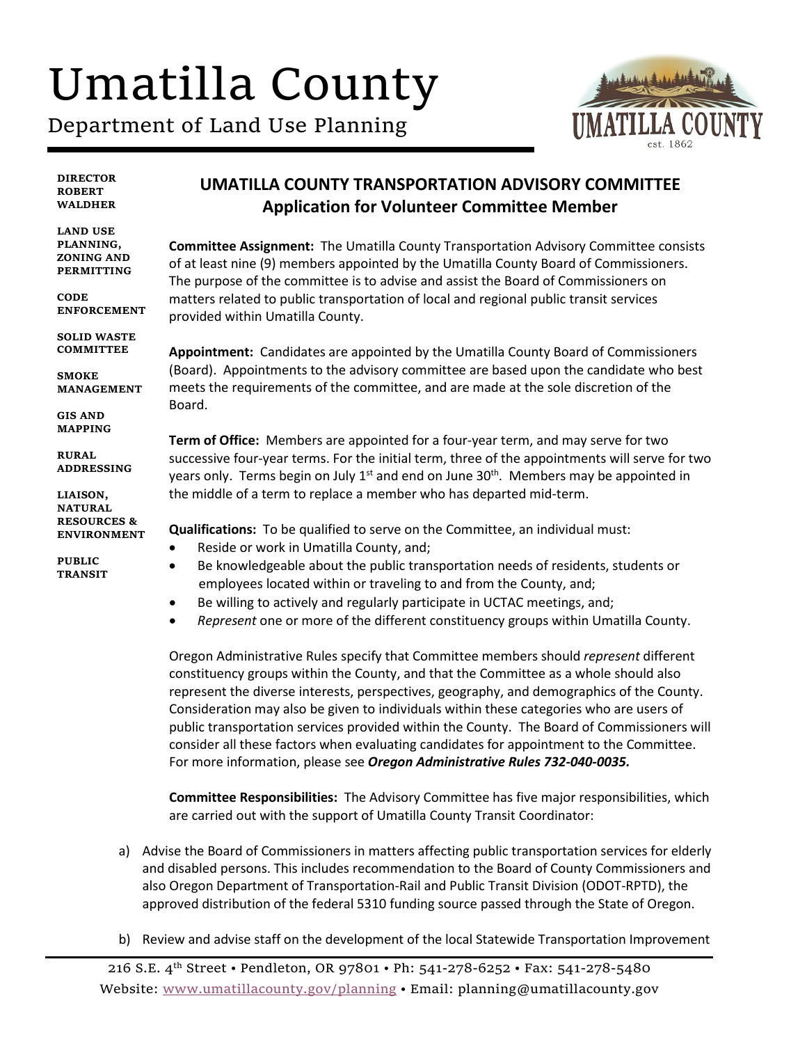# Umatilla County

Department of Land Use Planning

**DIRECTOR ROBERT WALDHER**

**LAND USE PLANNING, ZONING AND PERMITTING**

**CODE ENFORCEMENT**

**SOLID WASTE COMMITTEE**

**SMOKE MANAGEMENT**

**GIS AND MAPPING**

**RURAL ADDRESSING**

**LIAISON, NATURAL RESOURCES & ENVIRONMENT**

**PUBLIC TRANSIT**

## UMATILLA COUNTY TRANSPORTATION ADVISORY COMMITTEE
## Application for Volunteer Committee Member

**Committee Assignment:** The Umatilla County Transportation Advisory Committee consists of at least nine (9) members appointed by the Umatilla County Board of Commissioners. The purpose of the committee is to advise and assist the Board of Commissioners on matters related to public transportation of local and regional public transit services provided within Umatilla County.

**Appointment:** Candidates are appointed by the Umatilla County Board of Commissioners (Board). Appointments to the advisory committee are based upon the candidate who best meets the requirements of the committee, and are made at the sole discretion of the Board.

**Term of Office:** Members are appointed for a four-year term, and may serve for two successive four-year terms. For the initial term, three of the appointments will serve for two years only. Terms begin on July 1st and end on June 30th. Members may be appointed in the middle of a term to replace a member who has departed mid-term.

**Qualifications:** To be qualified to serve on the Committee, an individual must:

- Reside or work in Umatilla County, and;
- Be knowledgeable about the public transportation needs of residents, students or employees located within or traveling to and from the County, and;
- Be willing to actively and regularly participate in UCTAC meetings, and;
- *Represent* one or more of the different constituency groups within Umatilla County.

Oregon Administrative Rules specify that Committee members should *represent* different constituency groups within the County, and that the Committee as a whole should also represent the diverse interests, perspectives, geography, and demographics of the County. Consideration may also be given to individuals within these categories who are users of public transportation services provided within the County. The Board of Commissioners will consider all these factors when evaluating candidates for appointment to the Committee. For more information, please see ***Oregon Administrative Rules 732-040-0035.***

**Committee Responsibilities:** The Advisory Committee has five major responsibilities, which are carried out with the support of Umatilla County Transit Coordinator:

a) Advise the Board of Commissioners in matters affecting public transportation services for elderly and disabled persons. This includes recommendation to the Board of County Commissioners and also Oregon Department of Transportation-Rail and Public Transit Division (ODOT-RPTD), the approved distribution of the federal 5310 funding source passed through the State of Oregon.

b) Review and advise staff on the development of the local Statewide Transportation Improvement

216 S.E. 4th Street • Pendleton, OR 97801 • Ph: 541-278-6252 • Fax: 541-278-5480
Website: www.umatillacounty.gov/planning • Email: planning@umatillacounty.gov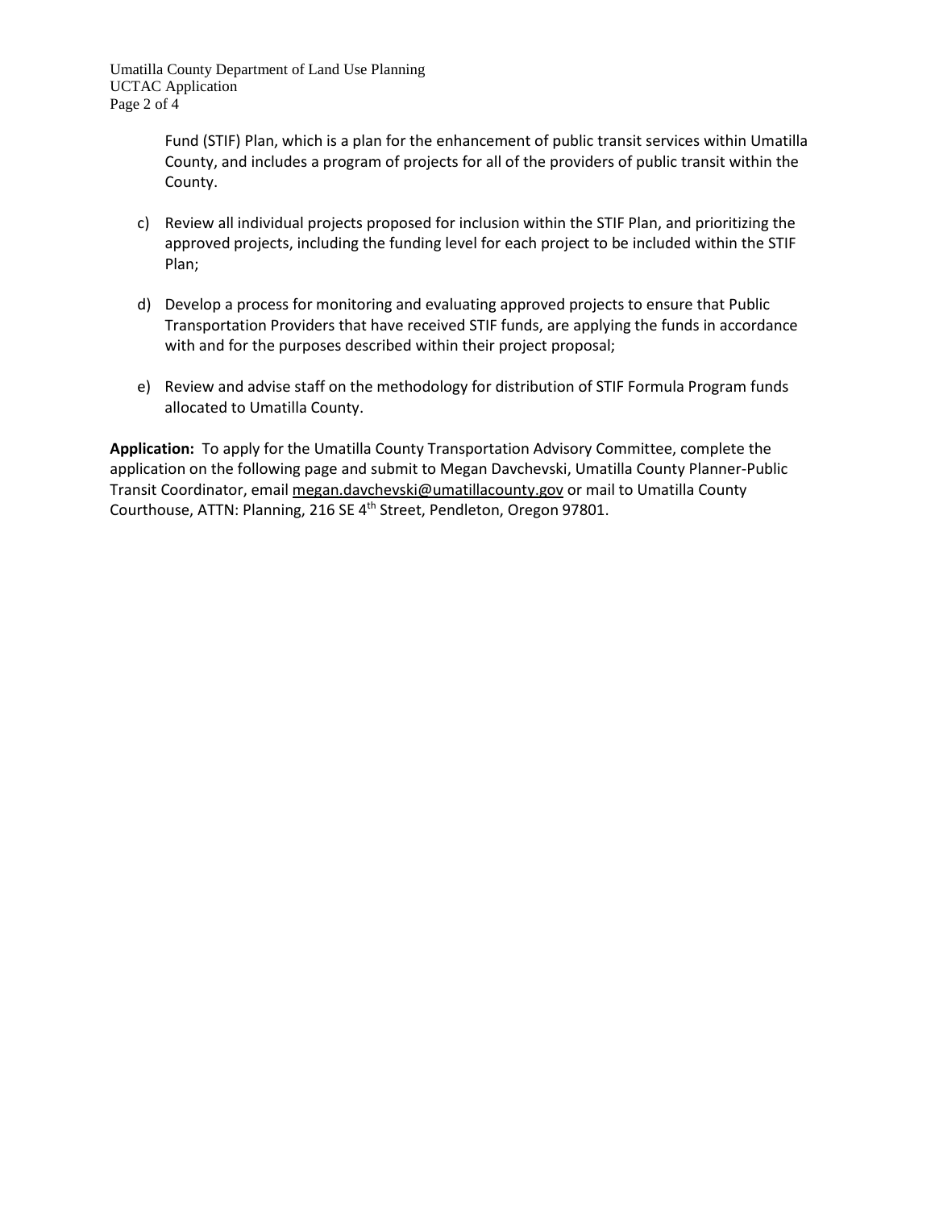Fund (STIF) Plan, which is a plan for the enhancement of public transit services within Umatilla County, and includes a program of projects for all of the providers of public transit within the County.

c) Review all individual projects proposed for inclusion within the STIF Plan, and prioritizing the approved projects, including the funding level for each project to be included within the STIF Plan;

d) Develop a process for monitoring and evaluating approved projects to ensure that Public Transportation Providers that have received STIF funds, are applying the funds in accordance with and for the purposes described within their project proposal;

e) Review and advise staff on the methodology for distribution of STIF Formula Program funds allocated to Umatilla County.

**Application:** To apply for the Umatilla County Transportation Advisory Committee, complete the application on the following page and submit to Megan Davchevski, Umatilla County Planner-Public Transit Coordinator, email megan.davchevski@umatillacounty.gov or mail to Umatilla County Courthouse, ATTN: Planning, 216 SE 4th Street, Pendleton, Oregon 97801.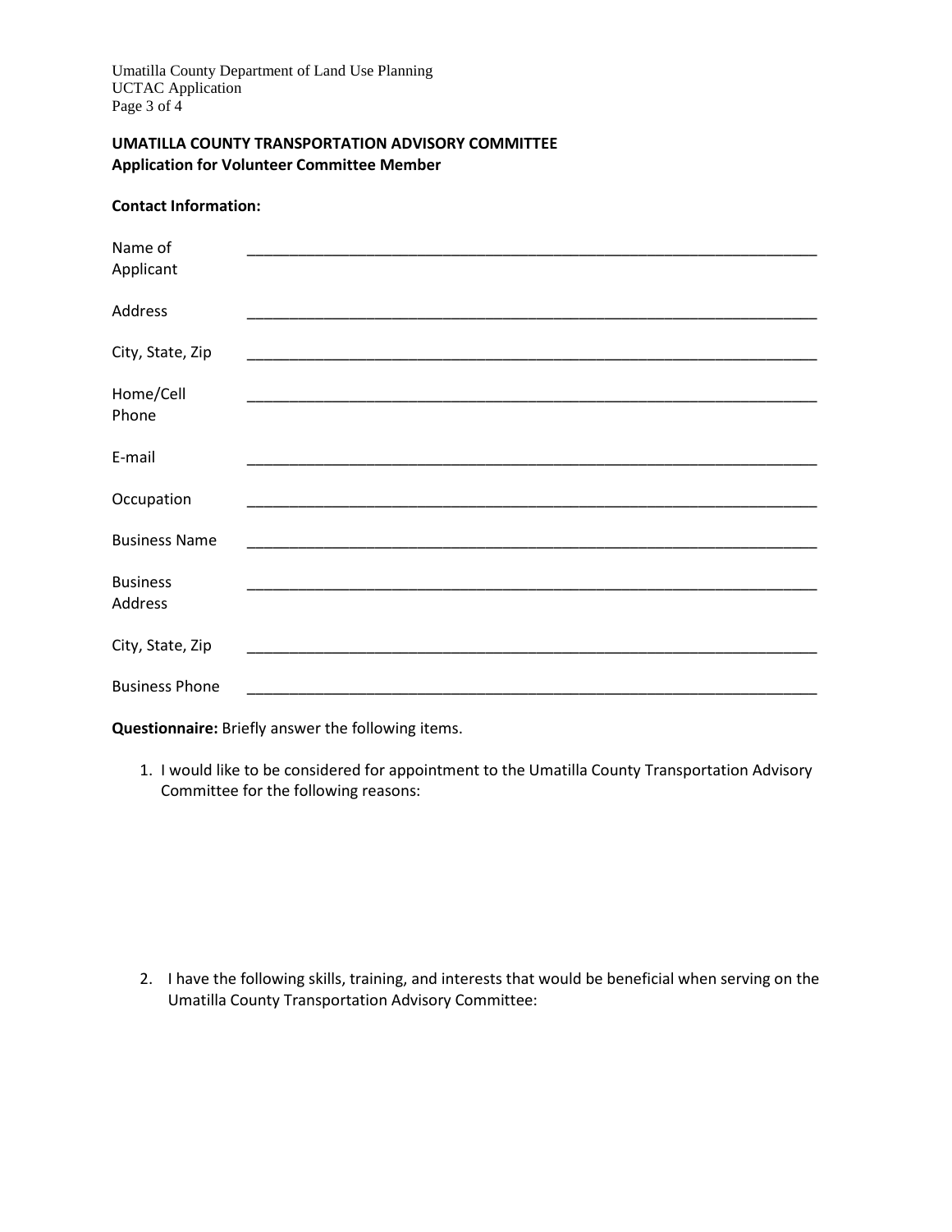**UMATILLA COUNTY TRANSPORTATION ADVISORY COMMITTEE**
**Application for Volunteer Committee Member**

**Contact Information:**

| | |
|---|---|
| Name of Applicant | ______________________________ |
| Address | ______________________________ |
| City, State, Zip | ______________________________ |
| Home/Cell Phone | ______________________________ |
| E-mail | ______________________________ |
| Occupation | ______________________________ |
| Business Name | ______________________________ |
| Business Address | ______________________________ |
| City, State, Zip | ______________________________ |
| Business Phone | ______________________________ |

**Questionnaire:** Briefly answer the following items.

1. I would like to be considered for appointment to the Umatilla County Transportation Advisory Committee for the following reasons:

2. I have the following skills, training, and interests that would be beneficial when serving on the Umatilla County Transportation Advisory Committee: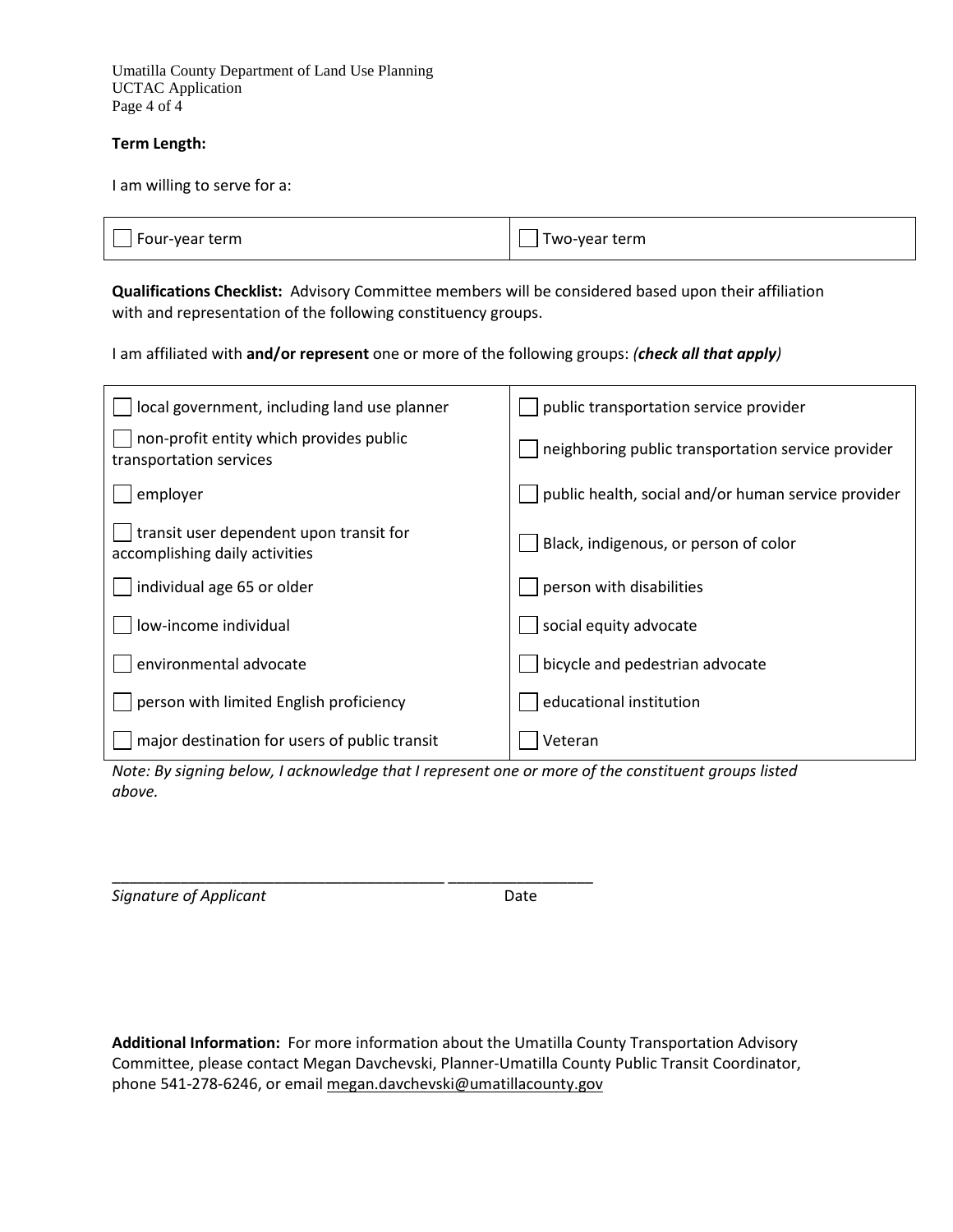**Term Length:**

I am willing to serve for a:

| | |
|---|---|
| ☐ Four-year term | ☐ Two-year term |

**Qualifications Checklist:** Advisory Committee members will be considered based upon their affiliation with and representation of the following constituency groups.

I am affiliated with **and/or represent** one or more of the following groups: *(**check all that apply**)*

| | |
|---|---|
| ☐ local government, including land use planner | ☐ public transportation service provider |
| ☐ non-profit entity which provides public transportation services | ☐ neighboring public transportation service provider |
| ☐ employer | ☐ public health, social and/or human service provider |
| ☐ transit user dependent upon transit for accomplishing daily activities | ☐ Black, indigenous, or person of color |
| ☐ individual age 65 or older | ☐ person with disabilities |
| ☐ low-income individual | ☐ social equity advocate |
| ☐ environmental advocate | ☐ bicycle and pedestrian advocate |
| ☐ person with limited English proficiency | ☐ educational institution |
| ☐ major destination for users of public transit | ☐ Veteran |

*Note: By signing below, I acknowledge that I represent one or more of the constituent groups listed above.*

_______________________________________ _________________

*Signature of Applicant* Date

**Additional Information:** For more information about the Umatilla County Transportation Advisory Committee, please contact Megan Davchevski, Planner-Umatilla County Public Transit Coordinator, phone 541-278-6246, or email megan.davchevski@umatillacounty.gov